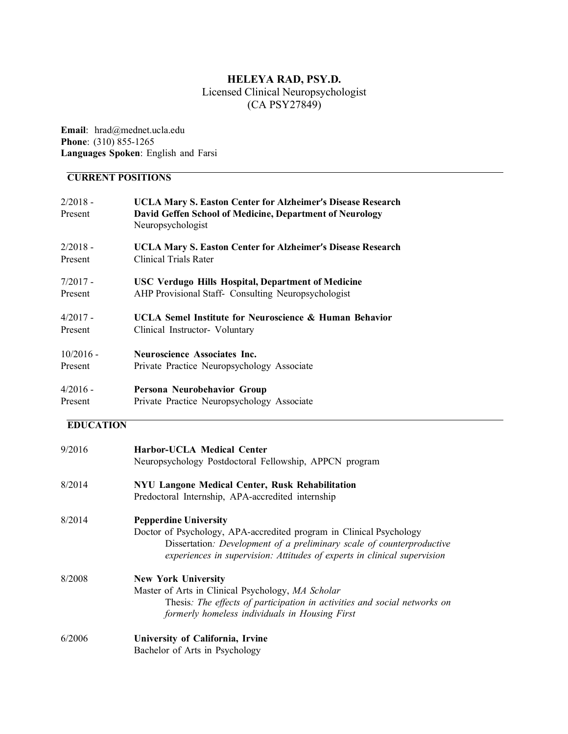# HELEYA RAD, PSY.D.

Licensed Clinical Neuropsychologist
(CA PSY27849)

**Email**: hrad@mednet.ucla.edu
**Phone**: (310) 855-1265
**Languages Spoken**: English and Farsi

## CURRENT POSITIONS

2/2018 - Present
**UCLA Mary S. Easton Center for Alzheimer's Disease Research**
**David Geffen School of Medicine, Department of Neurology**
Neuropsychologist

2/2018 - Present
**UCLA Mary S. Easton Center for Alzheimer's Disease Research**
Clinical Trials Rater

7/2017 - Present
**USC Verdugo Hills Hospital, Department of Medicine**
AHP Provisional Staff- Consulting Neuropsychologist

4/2017 - Present
**UCLA Semel Institute for Neuroscience & Human Behavior**
Clinical Instructor- Voluntary

10/2016 - Present
**Neuroscience Associates Inc.**
Private Practice Neuropsychology Associate

4/2016 - Present
**Persona Neurobehavior Group**
Private Practice Neuropsychology Associate

## EDUCATION

9/2016
**Harbor-UCLA Medical Center**
Neuropsychology Postdoctoral Fellowship, APPCN program

8/2014
**NYU Langone Medical Center, Rusk Rehabilitation**
Predoctoral Internship, APA-accredited internship

8/2014
**Pepperdine University**
Doctor of Psychology, APA-accredited program in Clinical Psychology
Dissertation*: Development of a preliminary scale of counterproductive experiences in supervision: Attitudes of experts in clinical supervision*

8/2008
**New York University**
Master of Arts in Clinical Psychology, *MA Scholar*
Thesis*: The effects of participation in activities and social networks on formerly homeless individuals in Housing First*

6/2006
**University of California, Irvine**
Bachelor of Arts in Psychology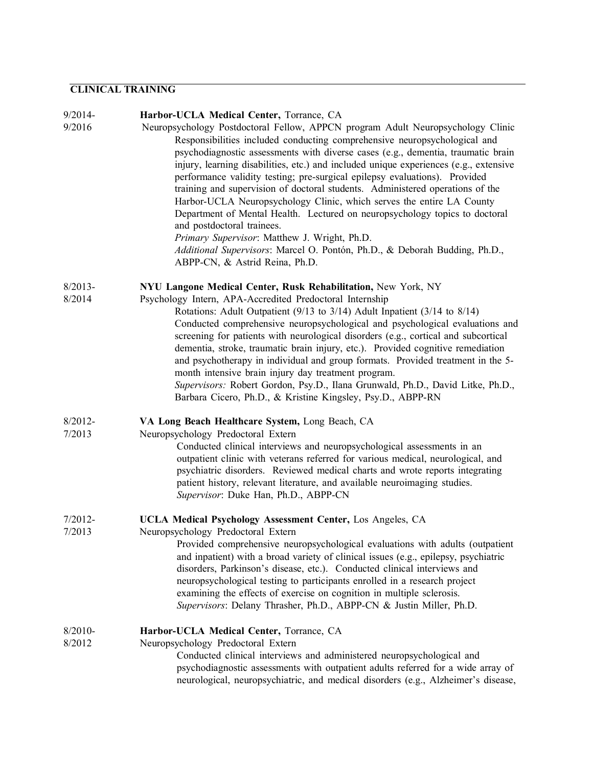## CLINICAL TRAINING

**9/2014-9/2016** **Harbor-UCLA Medical Center,** Torrance, CA
Neuropsychology Postdoctoral Fellow, APPCN program Adult Neuropsychology Clinic
Responsibilities included conducting comprehensive neuropsychological and psychodiagnostic assessments with diverse cases (e.g., dementia, traumatic brain injury, learning disabilities, etc.) and included unique experiences (e.g., extensive performance validity testing; pre-surgical epilepsy evaluations). Provided training and supervision of doctoral students. Administered operations of the Harbor-UCLA Neuropsychology Clinic, which serves the entire LA County Department of Mental Health. Lectured on neuropsychology topics to doctoral and postdoctoral trainees.
*Primary Supervisor*: Matthew J. Wright, Ph.D.
*Additional Supervisors*: Marcel O. Pontón, Ph.D., & Deborah Budding, Ph.D., ABPP-CN, & Astrid Reina, Ph.D.

**8/2013-8/2014** **NYU Langone Medical Center, Rusk Rehabilitation,** New York, NY
Psychology Intern, APA-Accredited Predoctoral Internship
Rotations: Adult Outpatient (9/13 to 3/14) Adult Inpatient (3/14 to 8/14)
Conducted comprehensive neuropsychological and psychological evaluations and screening for patients with neurological disorders (e.g., cortical and subcortical dementia, stroke, traumatic brain injury, etc.). Provided cognitive remediation and psychotherapy in individual and group formats. Provided treatment in the 5-month intensive brain injury day treatment program.
*Supervisors:* Robert Gordon, Psy.D., Ilana Grunwald, Ph.D., David Litke, Ph.D., Barbara Cicero, Ph.D., & Kristine Kingsley, Psy.D., ABPP-RN

**8/2012-7/2013** **VA Long Beach Healthcare System,** Long Beach, CA
Neuropsychology Predoctoral Extern
Conducted clinical interviews and neuropsychological assessments in an outpatient clinic with veterans referred for various medical, neurological, and psychiatric disorders. Reviewed medical charts and wrote reports integrating patient history, relevant literature, and available neuroimaging studies.
*Supervisor*: Duke Han, Ph.D., ABPP-CN

**7/2012-7/2013** **UCLA Medical Psychology Assessment Center,** Los Angeles, CA
Neuropsychology Predoctoral Extern
Provided comprehensive neuropsychological evaluations with adults (outpatient and inpatient) with a broad variety of clinical issues (e.g., epilepsy, psychiatric disorders, Parkinson's disease, etc.). Conducted clinical interviews and neuropsychological testing to participants enrolled in a research project examining the effects of exercise on cognition in multiple sclerosis.
*Supervisors*: Delany Thrasher, Ph.D., ABPP-CN & Justin Miller, Ph.D.

**8/2010-8/2012** **Harbor-UCLA Medical Center,** Torrance, CA
Neuropsychology Predoctoral Extern
Conducted clinical interviews and administered neuropsychological and psychodiagnostic assessments with outpatient adults referred for a wide array of neurological, neuropsychiatric, and medical disorders (e.g., Alzheimer's disease,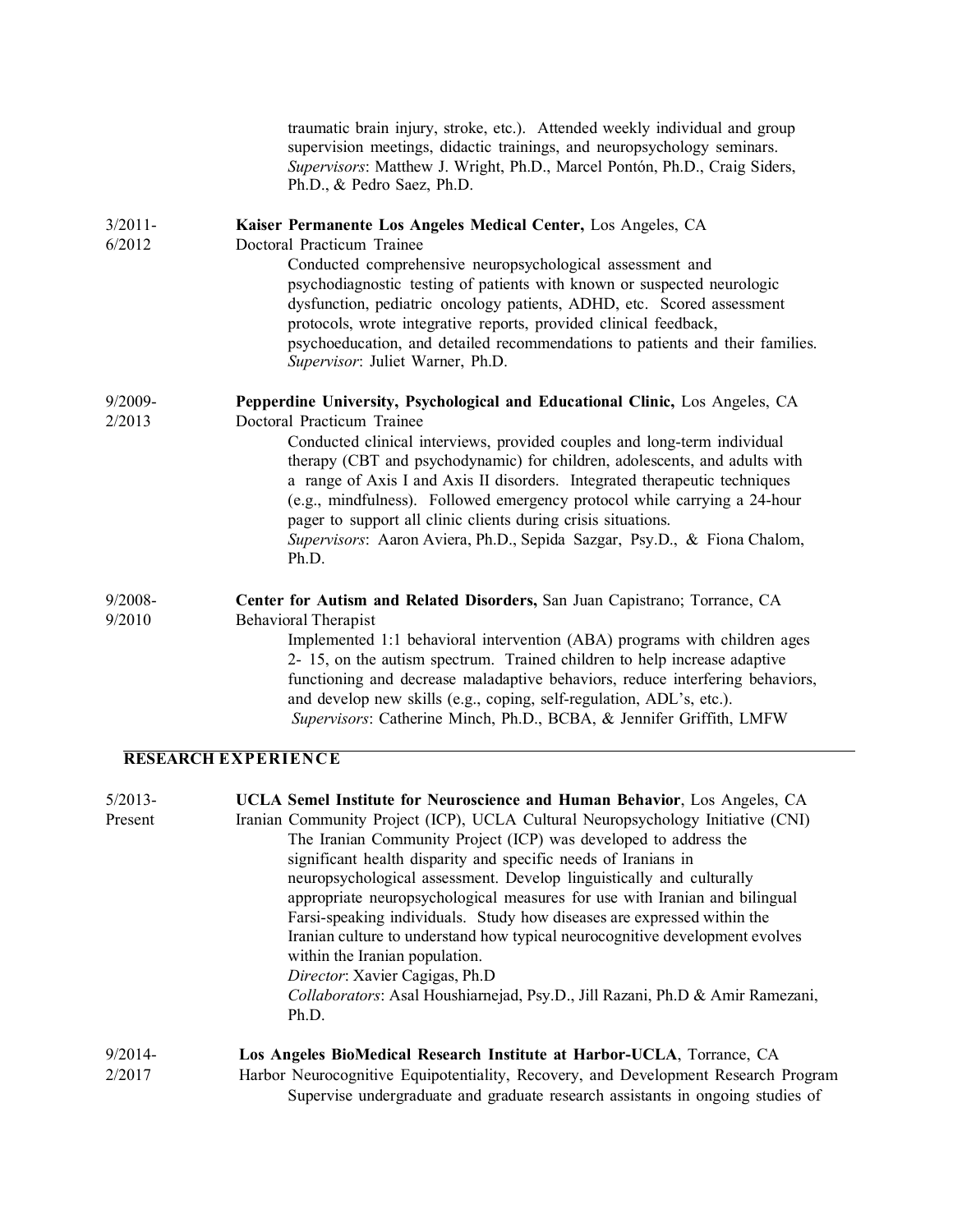traumatic brain injury, stroke, etc.). Attended weekly individual and group supervision meetings, didactic trainings, and neuropsychology seminars.
*Supervisors*: Matthew J. Wright, Ph.D., Marcel Pontón, Ph.D., Craig Siders, Ph.D., & Pedro Saez, Ph.D.

3/2011-6/2012 **Kaiser Permanente Los Angeles Medical Center,** Los Angeles, CA
Doctoral Practicum Trainee
Conducted comprehensive neuropsychological assessment and psychodiagnostic testing of patients with known or suspected neurologic dysfunction, pediatric oncology patients, ADHD, etc. Scored assessment protocols, wrote integrative reports, provided clinical feedback, psychoeducation, and detailed recommendations to patients and their families.
*Supervisor*: Juliet Warner, Ph.D.

9/2009-2/2013 **Pepperdine University, Psychological and Educational Clinic,** Los Angeles, CA
Doctoral Practicum Trainee
Conducted clinical interviews, provided couples and long-term individual therapy (CBT and psychodynamic) for children, adolescents, and adults with a range of Axis I and Axis II disorders. Integrated therapeutic techniques (e.g., mindfulness). Followed emergency protocol while carrying a 24-hour pager to support all clinic clients during crisis situations.
*Supervisors*: Aaron Aviera, Ph.D., Sepida Sazgar, Psy.D., & Fiona Chalom, Ph.D.

9/2008-9/2010 **Center for Autism and Related Disorders,** San Juan Capistrano; Torrance, CA
Behavioral Therapist
Implemented 1:1 behavioral intervention (ABA) programs with children ages 2- 15, on the autism spectrum. Trained children to help increase adaptive functioning and decrease maladaptive behaviors, reduce interfering behaviors, and develop new skills (e.g., coping, self-regulation, ADL's, etc.).
*Supervisors*: Catherine Minch, Ph.D., BCBA, & Jennifer Griffith, LMFW

## RESEARCH EXPERIENCE

5/2013-Present **UCLA Semel Institute for Neuroscience and Human Behavior**, Los Angeles, CA
Iranian Community Project (ICP), UCLA Cultural Neuropsychology Initiative (CNI)
The Iranian Community Project (ICP) was developed to address the significant health disparity and specific needs of Iranians in neuropsychological assessment. Develop linguistically and culturally appropriate neuropsychological measures for use with Iranian and bilingual Farsi-speaking individuals. Study how diseases are expressed within the Iranian culture to understand how typical neurocognitive development evolves within the Iranian population.
*Director*: Xavier Cagigas, Ph.D
*Collaborators*: Asal Houshiarnejad, Psy.D., Jill Razani, Ph.D & Amir Ramezani, Ph.D.

9/2014-2/2017 **Los Angeles BioMedical Research Institute at Harbor-UCLA**, Torrance, CA
Harbor Neurocognitive Equipotentiality, Recovery, and Development Research Program
Supervise undergraduate and graduate research assistants in ongoing studies of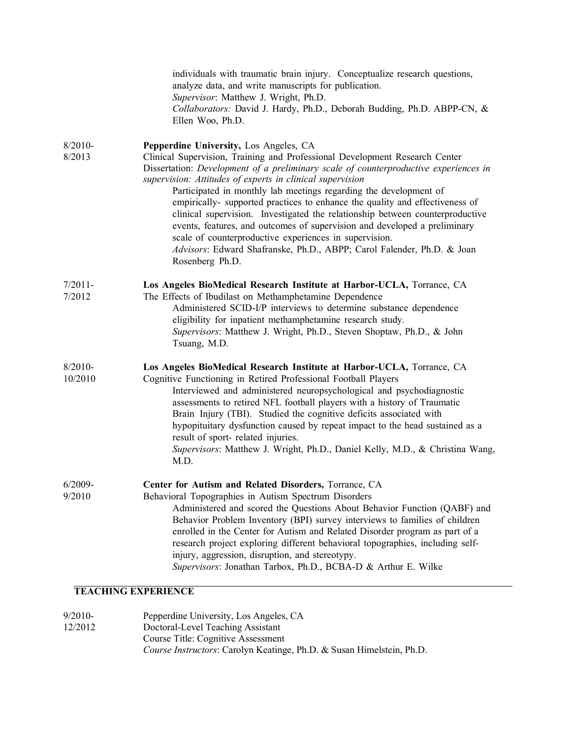individuals with traumatic brain injury. Conceptualize research questions, analyze data, and write manuscripts for publication.
*Supervisor*: Matthew J. Wright, Ph.D.
*Collaborators:* David J. Hardy, Ph.D., Deborah Budding, Ph.D. ABPP-CN, & Ellen Woo, Ph.D.

8/2010-
8/2013

**Pepperdine University,** Los Angeles, CA
Clinical Supervision, Training and Professional Development Research Center
Dissertation: *Development of a preliminary scale of counterproductive experiences in supervision: Attitudes of experts in clinical supervision*
Participated in monthly lab meetings regarding the development of empirically- supported practices to enhance the quality and effectiveness of clinical supervision. Investigated the relationship between counterproductive events, features, and outcomes of supervision and developed a preliminary scale of counterproductive experiences in supervision.
*Advisors*: Edward Shafranske, Ph.D., ABPP; Carol Falender, Ph.D. & Joan Rosenberg Ph.D.

7/2011-
7/2012

**Los Angeles BioMedical Research Institute at Harbor-UCLA,** Torrance, CA
The Effects of Ibudilast on Methamphetamine Dependence
Administered SCID-I/P interviews to determine substance dependence eligibility for inpatient methamphetamine research study.
*Supervisors*: Matthew J. Wright, Ph.D., Steven Shoptaw, Ph.D., & John Tsuang, M.D.

8/2010-
10/2010

**Los Angeles BioMedical Research Institute at Harbor-UCLA,** Torrance, CA
Cognitive Functioning in Retired Professional Football Players
Interviewed and administered neuropsychological and psychodiagnostic assessments to retired NFL football players with a history of Traumatic Brain Injury (TBI). Studied the cognitive deficits associated with hypopituitary dysfunction caused by repeat impact to the head sustained as a result of sport- related injuries.
*Supervisors*: Matthew J. Wright, Ph.D., Daniel Kelly, M.D., & Christina Wang, M.D.

6/2009-
9/2010

**Center for Autism and Related Disorders,** Torrance, CA
Behavioral Topographies in Autism Spectrum Disorders
Administered and scored the Questions About Behavior Function (QABF) and Behavior Problem Inventory (BPI) survey interviews to families of children enrolled in the Center for Autism and Related Disorder program as part of a research project exploring different behavioral topographies, including self-injury, aggression, disruption, and stereotypy.
*Supervisors*: Jonathan Tarbox, Ph.D., BCBA-D & Arthur E. Wilke

## TEACHING EXPERIENCE

9/2010-
12/2012

Pepperdine University, Los Angeles, CA
Doctoral-Level Teaching Assistant
Course Title: Cognitive Assessment
*Course Instructors*: Carolyn Keatinge, Ph.D. & Susan Himelstein, Ph.D.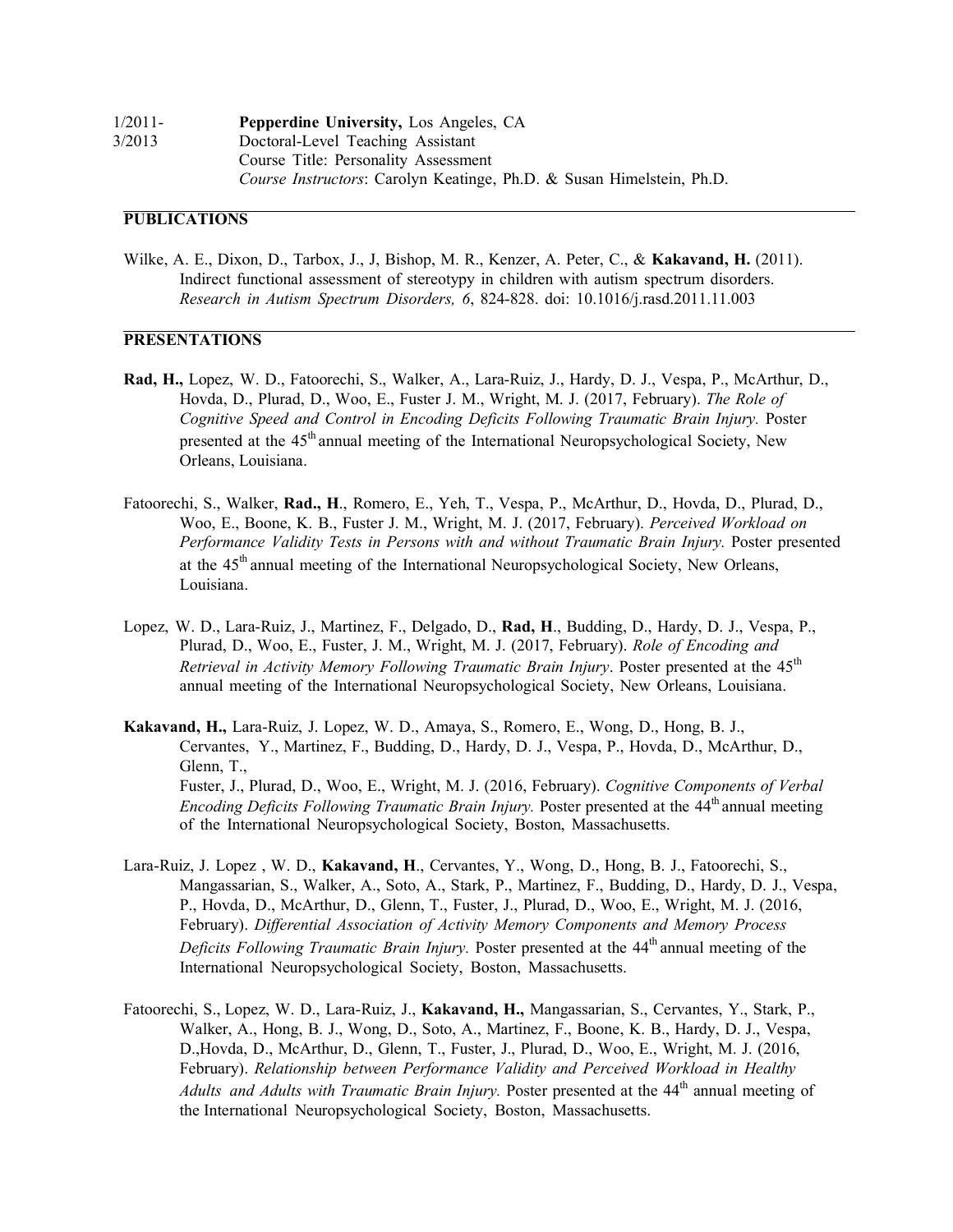1/2011- 3/2013 **Pepperdine University,** Los Angeles, CA
Doctoral-Level Teaching Assistant
Course Title: Personality Assessment
*Course Instructors*: Carolyn Keatinge, Ph.D. & Susan Himelstein, Ph.D.

## PUBLICATIONS

Wilke, A. E., Dixon, D., Tarbox, J., J, Bishop, M. R., Kenzer, A. Peter, C., & **Kakavand, H.** (2011). Indirect functional assessment of stereotypy in children with autism spectrum disorders. *Research in Autism Spectrum Disorders, 6*, 824-828. doi: 10.1016/j.rasd.2011.11.003

## PRESENTATIONS

**Rad, H.,** Lopez, W. D., Fatoorechi, S., Walker, A., Lara-Ruiz, J., Hardy, D. J., Vespa, P., McArthur, D., Hovda, D., Plurad, D., Woo, E., Fuster J. M., Wright, M. J. (2017, February). *The Role of Cognitive Speed and Control in Encoding Deficits Following Traumatic Brain Injury.* Poster presented at the 45th annual meeting of the International Neuropsychological Society, New Orleans, Louisiana.

Fatoorechi, S., Walker, **Rad., H**., Romero, E., Yeh, T., Vespa, P., McArthur, D., Hovda, D., Plurad, D., Woo, E., Boone, K. B., Fuster J. M., Wright, M. J. (2017, February). *Perceived Workload on Performance Validity Tests in Persons with and without Traumatic Brain Injury.* Poster presented at the 45th annual meeting of the International Neuropsychological Society, New Orleans, Louisiana.

Lopez, W. D., Lara-Ruiz, J., Martinez, F., Delgado, D., **Rad, H**., Budding, D., Hardy, D. J., Vespa, P., Plurad, D., Woo, E., Fuster, J. M., Wright, M. J. (2017, February). *Role of Encoding and Retrieval in Activity Memory Following Traumatic Brain Injury*. Poster presented at the 45th annual meeting of the International Neuropsychological Society, New Orleans, Louisiana.

**Kakavand, H.,** Lara-Ruiz, J. Lopez, W. D., Amaya, S., Romero, E., Wong, D., Hong, B. J., Cervantes, Y., Martinez, F., Budding, D., Hardy, D. J., Vespa, P., Hovda, D., McArthur, D., Glenn, T., Fuster, J., Plurad, D., Woo, E., Wright, M. J. (2016, February). *Cognitive Components of Verbal Encoding Deficits Following Traumatic Brain Injury.* Poster presented at the 44th annual meeting of the International Neuropsychological Society, Boston, Massachusetts.

Lara-Ruiz, J. Lopez , W. D., **Kakavand, H**., Cervantes, Y., Wong, D., Hong, B. J., Fatoorechi, S., Mangassarian, S., Walker, A., Soto, A., Stark, P., Martinez, F., Budding, D., Hardy, D. J., Vespa, P., Hovda, D., McArthur, D., Glenn, T., Fuster, J., Plurad, D., Woo, E., Wright, M. J. (2016, February). *Differential Association of Activity Memory Components and Memory Process Deficits Following Traumatic Brain Injury.* Poster presented at the 44th annual meeting of the International Neuropsychological Society, Boston, Massachusetts.

Fatoorechi, S., Lopez, W. D., Lara-Ruiz, J., **Kakavand, H.,** Mangassarian, S., Cervantes, Y., Stark, P., Walker, A., Hong, B. J., Wong, D., Soto, A., Martinez, F., Boone, K. B., Hardy, D. J., Vespa, D.,Hovda, D., McArthur, D., Glenn, T., Fuster, J., Plurad, D., Woo, E., Wright, M. J. (2016, February). *Relationship between Performance Validity and Perceived Workload in Healthy Adults and Adults with Traumatic Brain Injury.* Poster presented at the 44th annual meeting of the International Neuropsychological Society, Boston, Massachusetts.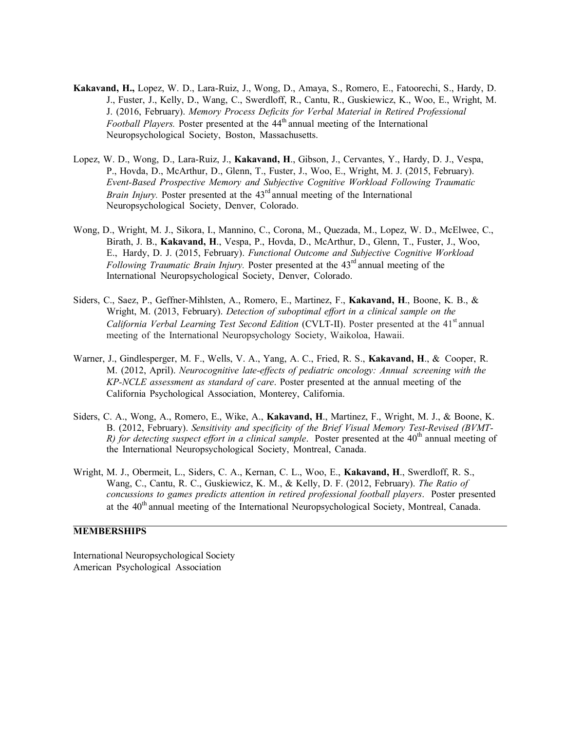**Kakavand, H.,** Lopez, W. D., Lara-Ruiz, J., Wong, D., Amaya, S., Romero, E., Fatoorechi, S., Hardy, D. J., Fuster, J., Kelly, D., Wang, C., Swerdloff, R., Cantu, R., Guskiewicz, K., Woo, E., Wright, M. J. (2016, February). *Memory Process Deficits for Verbal Material in Retired Professional Football Players.* Poster presented at the 44th annual meeting of the International Neuropsychological Society, Boston, Massachusetts.

Lopez, W. D., Wong, D., Lara-Ruiz, J., **Kakavand, H**., Gibson, J., Cervantes, Y., Hardy, D. J., Vespa, P., Hovda, D., McArthur, D., Glenn, T., Fuster, J., Woo, E., Wright, M. J. (2015, February). *Event-Based Prospective Memory and Subjective Cognitive Workload Following Traumatic Brain Injury.* Poster presented at the 43rd annual meeting of the International Neuropsychological Society, Denver, Colorado.

Wong, D., Wright, M. J., Sikora, I., Mannino, C., Corona, M., Quezada, M., Lopez, W. D., McElwee, C., Birath, J. B., **Kakavand, H**., Vespa, P., Hovda, D., McArthur, D., Glenn, T., Fuster, J., Woo, E., Hardy, D. J. (2015, February). *Functional Outcome and Subjective Cognitive Workload Following Traumatic Brain Injury.* Poster presented at the 43rd annual meeting of the International Neuropsychological Society, Denver, Colorado.

Siders, C., Saez, P., Geffner-Mihlsten, A., Romero, E., Martinez, F., **Kakavand, H**., Boone, K. B., & Wright, M. (2013, February). *Detection of suboptimal effort in a clinical sample on the California Verbal Learning Test Second Edition* (CVLT-II). Poster presented at the 41st annual meeting of the International Neuropsychology Society, Waikoloa, Hawaii.

Warner, J., Gindlesperger, M. F., Wells, V. A., Yang, A. C., Fried, R. S., **Kakavand, H**., & Cooper, R. M. (2012, April). *Neurocognitive late-effects of pediatric oncology: Annual screening with the KP-NCLE assessment as standard of care*. Poster presented at the annual meeting of the California Psychological Association, Monterey, California.

Siders, C. A., Wong, A., Romero, E., Wike, A., **Kakavand, H**., Martinez, F., Wright, M. J., & Boone, K. B. (2012, February). *Sensitivity and specificity of the Brief Visual Memory Test-Revised (BVMT-R) for detecting suspect effort in a clinical sample*. Poster presented at the 40th annual meeting of the International Neuropsychological Society, Montreal, Canada.

Wright, M. J., Obermeit, L., Siders, C. A., Kernan, C. L., Woo, E., **Kakavand, H**., Swerdloff, R. S., Wang, C., Cantu, R. C., Guskiewicz, K. M., & Kelly, D. F. (2012, February). *The Ratio of concussions to games predicts attention in retired professional football players*. Poster presented at the 40th annual meeting of the International Neuropsychological Society, Montreal, Canada.

## MEMBERSHIPS

International Neuropsychological Society
American Psychological Association